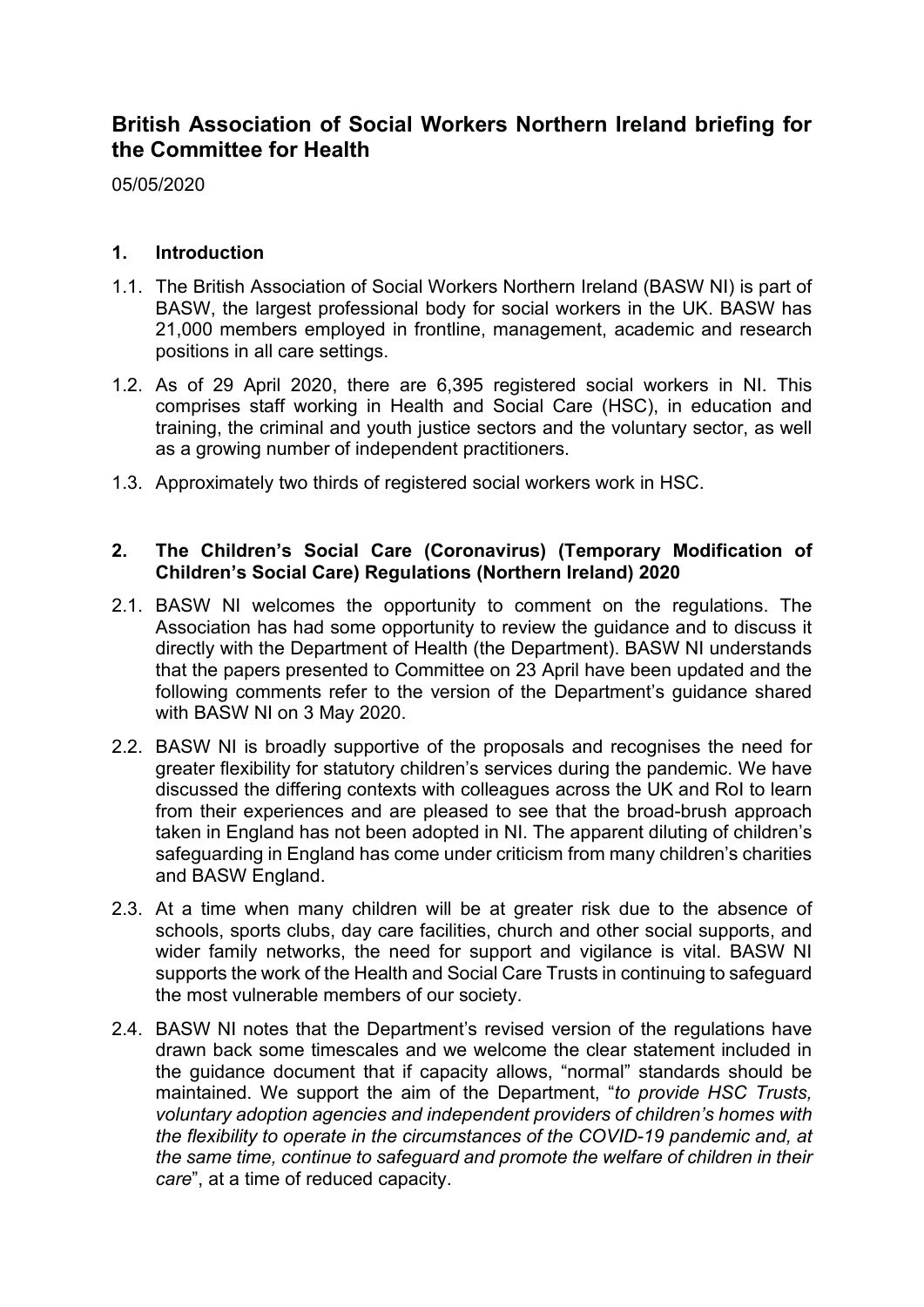# British Association of Social Workers Northern Ireland briefing for the Committee for Health

05/05/2020

## 1. Introduction

1.1. The British Association of Social Workers Northern Ireland (BASW NI) is part of BASW, the largest professional body for social workers in the UK. BASW has 21,000 members employed in frontline, management, academic and research positions in all care settings.

1.2. As of 29 April 2020, there are 6,395 registered social workers in NI. This comprises staff working in Health and Social Care (HSC), in education and training, the criminal and youth justice sectors and the voluntary sector, as well as a growing number of independent practitioners.

1.3. Approximately two thirds of registered social workers work in HSC.

## 2. The Children's Social Care (Coronavirus) (Temporary Modification of Children's Social Care) Regulations (Northern Ireland) 2020

2.1. BASW NI welcomes the opportunity to comment on the regulations. The Association has had some opportunity to review the guidance and to discuss it directly with the Department of Health (the Department). BASW NI understands that the papers presented to Committee on 23 April have been updated and the following comments refer to the version of the Department's guidance shared with BASW NI on 3 May 2020.

2.2. BASW NI is broadly supportive of the proposals and recognises the need for greater flexibility for statutory children's services during the pandemic. We have discussed the differing contexts with colleagues across the UK and RoI to learn from their experiences and are pleased to see that the broad-brush approach taken in England has not been adopted in NI. The apparent diluting of children's safeguarding in England has come under criticism from many children's charities and BASW England.

2.3. At a time when many children will be at greater risk due to the absence of schools, sports clubs, day care facilities, church and other social supports, and wider family networks, the need for support and vigilance is vital. BASW NI supports the work of the Health and Social Care Trusts in continuing to safeguard the most vulnerable members of our society.

2.4. BASW NI notes that the Department's revised version of the regulations have drawn back some timescales and we welcome the clear statement included in the guidance document that if capacity allows, "normal" standards should be maintained. We support the aim of the Department, "*to provide HSC Trusts, voluntary adoption agencies and independent providers of children's homes with the flexibility to operate in the circumstances of the COVID-19 pandemic and, at the same time, continue to safeguard and promote the welfare of children in their care*", at a time of reduced capacity.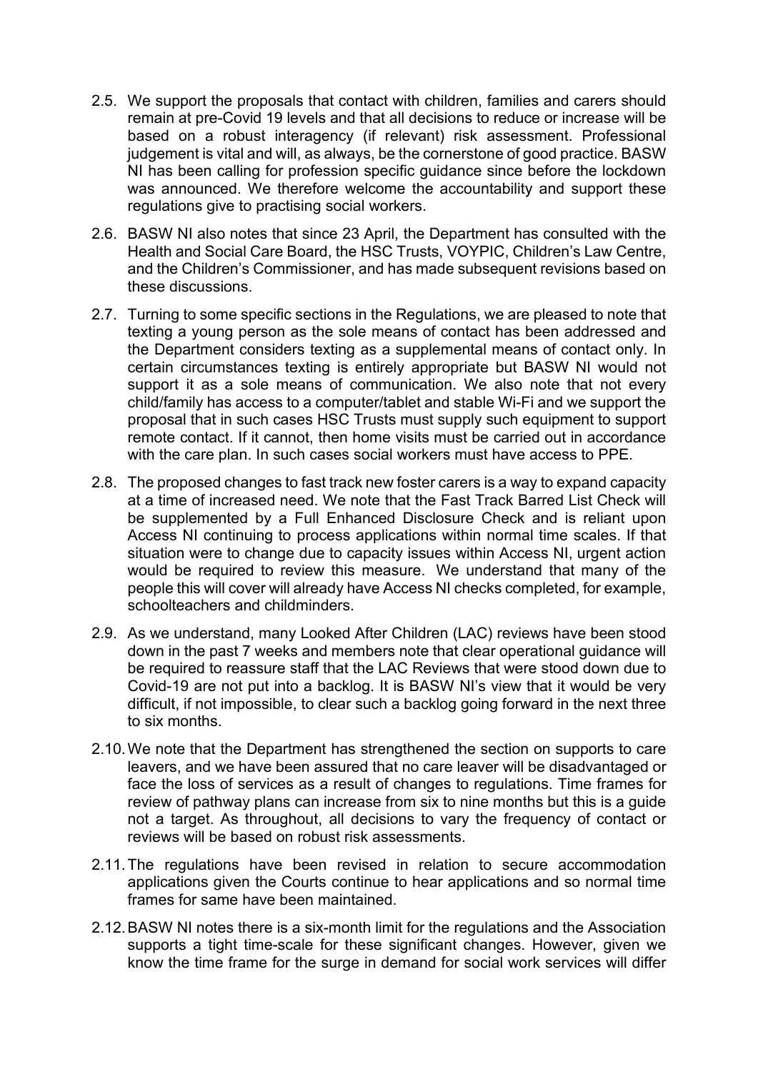2.5. We support the proposals that contact with children, families and carers should remain at pre-Covid 19 levels and that all decisions to reduce or increase will be based on a robust interagency (if relevant) risk assessment. Professional judgement is vital and will, as always, be the cornerstone of good practice. BASW NI has been calling for profession specific guidance since before the lockdown was announced. We therefore welcome the accountability and support these regulations give to practising social workers.

2.6. BASW NI also notes that since 23 April, the Department has consulted with the Health and Social Care Board, the HSC Trusts, VOYPIC, Children's Law Centre, and the Children's Commissioner, and has made subsequent revisions based on these discussions.

2.7. Turning to some specific sections in the Regulations, we are pleased to note that texting a young person as the sole means of contact has been addressed and the Department considers texting as a supplemental means of contact only. In certain circumstances texting is entirely appropriate but BASW NI would not support it as a sole means of communication. We also note that not every child/family has access to a computer/tablet and stable Wi-Fi and we support the proposal that in such cases HSC Trusts must supply such equipment to support remote contact. If it cannot, then home visits must be carried out in accordance with the care plan. In such cases social workers must have access to PPE.

2.8. The proposed changes to fast track new foster carers is a way to expand capacity at a time of increased need. We note that the Fast Track Barred List Check will be supplemented by a Full Enhanced Disclosure Check and is reliant upon Access NI continuing to process applications within normal time scales. If that situation were to change due to capacity issues within Access NI, urgent action would be required to review this measure. We understand that many of the people this will cover will already have Access NI checks completed, for example, schoolteachers and childminders.

2.9. As we understand, many Looked After Children (LAC) reviews have been stood down in the past 7 weeks and members note that clear operational guidance will be required to reassure staff that the LAC Reviews that were stood down due to Covid-19 are not put into a backlog. It is BASW NI's view that it would be very difficult, if not impossible, to clear such a backlog going forward in the next three to six months.

2.10. We note that the Department has strengthened the section on supports to care leavers, and we have been assured that no care leaver will be disadvantaged or face the loss of services as a result of changes to regulations. Time frames for review of pathway plans can increase from six to nine months but this is a guide not a target. As throughout, all decisions to vary the frequency of contact or reviews will be based on robust risk assessments.

2.11. The regulations have been revised in relation to secure accommodation applications given the Courts continue to hear applications and so normal time frames for same have been maintained.

2.12. BASW NI notes there is a six-month limit for the regulations and the Association supports a tight time-scale for these significant changes. However, given we know the time frame for the surge in demand for social work services will differ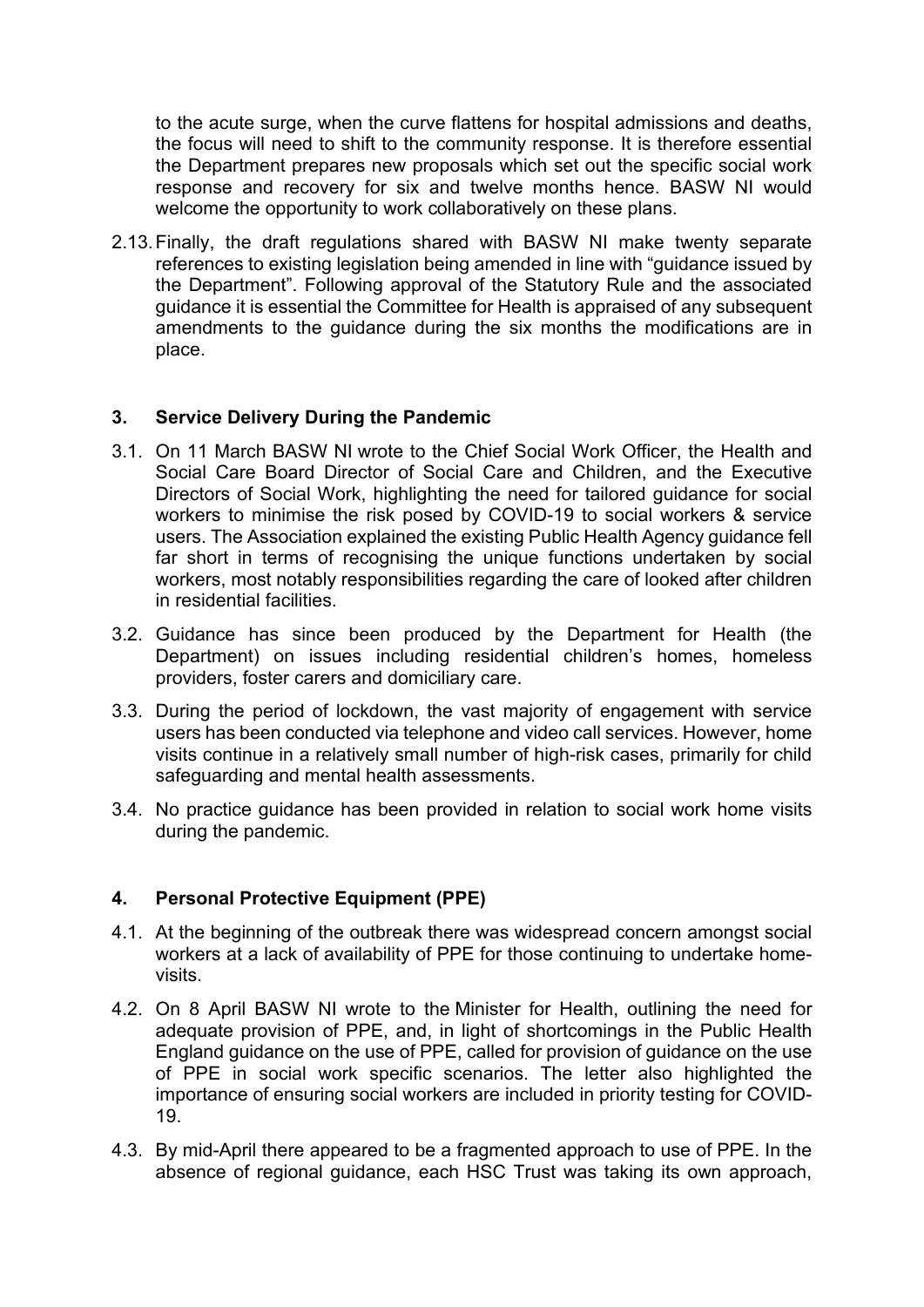to the acute surge, when the curve flattens for hospital admissions and deaths, the focus will need to shift to the community response. It is therefore essential the Department prepares new proposals which set out the specific social work response and recovery for six and twelve months hence. BASW NI would welcome the opportunity to work collaboratively on these plans.

2.13. Finally, the draft regulations shared with BASW NI make twenty separate references to existing legislation being amended in line with "guidance issued by the Department". Following approval of the Statutory Rule and the associated guidance it is essential the Committee for Health is appraised of any subsequent amendments to the guidance during the six months the modifications are in place.

## 3. Service Delivery During the Pandemic

3.1. On 11 March BASW NI wrote to the Chief Social Work Officer, the Health and Social Care Board Director of Social Care and Children, and the Executive Directors of Social Work, highlighting the need for tailored guidance for social workers to minimise the risk posed by COVID-19 to social workers & service users. The Association explained the existing Public Health Agency guidance fell far short in terms of recognising the unique functions undertaken by social workers, most notably responsibilities regarding the care of looked after children in residential facilities.

3.2. Guidance has since been produced by the Department for Health (the Department) on issues including residential children's homes, homeless providers, foster carers and domiciliary care.

3.3. During the period of lockdown, the vast majority of engagement with service users has been conducted via telephone and video call services. However, home visits continue in a relatively small number of high-risk cases, primarily for child safeguarding and mental health assessments.

3.4. No practice guidance has been provided in relation to social work home visits during the pandemic.

## 4. Personal Protective Equipment (PPE)

4.1. At the beginning of the outbreak there was widespread concern amongst social workers at a lack of availability of PPE for those continuing to undertake home-visits.

4.2. On 8 April BASW NI wrote to the Minister for Health, outlining the need for adequate provision of PPE, and, in light of shortcomings in the Public Health England guidance on the use of PPE, called for provision of guidance on the use of PPE in social work specific scenarios. The letter also highlighted the importance of ensuring social workers are included in priority testing for COVID-19.

4.3. By mid-April there appeared to be a fragmented approach to use of PPE. In the absence of regional guidance, each HSC Trust was taking its own approach,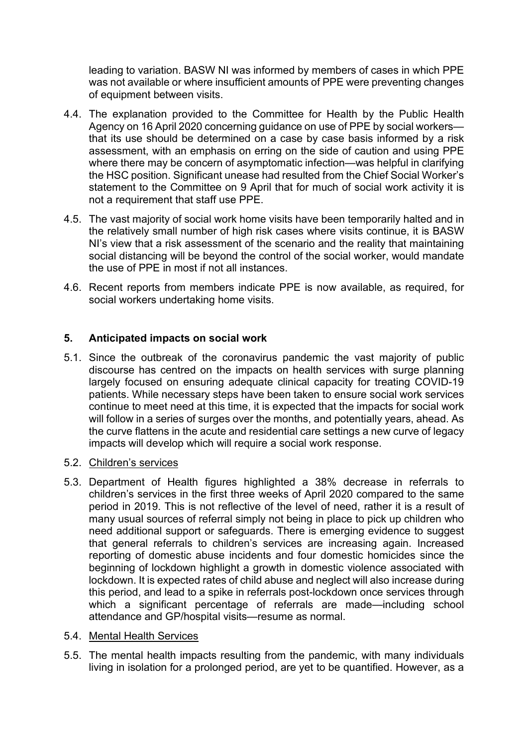leading to variation. BASW NI was informed by members of cases in which PPE was not available or where insufficient amounts of PPE were preventing changes of equipment between visits.

4.4. The explanation provided to the Committee for Health by the Public Health Agency on 16 April 2020 concerning guidance on use of PPE by social workers—that its use should be determined on a case by case basis informed by a risk assessment, with an emphasis on erring on the side of caution and using PPE where there may be concern of asymptomatic infection—was helpful in clarifying the HSC position. Significant unease had resulted from the Chief Social Worker's statement to the Committee on 9 April that for much of social work activity it is not a requirement that staff use PPE.

4.5. The vast majority of social work home visits have been temporarily halted and in the relatively small number of high risk cases where visits continue, it is BASW NI's view that a risk assessment of the scenario and the reality that maintaining social distancing will be beyond the control of the social worker, would mandate the use of PPE in most if not all instances.

4.6. Recent reports from members indicate PPE is now available, as required, for social workers undertaking home visits.

## 5. Anticipated impacts on social work

5.1. Since the outbreak of the coronavirus pandemic the vast majority of public discourse has centred on the impacts on health services with surge planning largely focused on ensuring adequate clinical capacity for treating COVID-19 patients. While necessary steps have been taken to ensure social work services continue to meet need at this time, it is expected that the impacts for social work will follow in a series of surges over the months, and potentially years, ahead. As the curve flattens in the acute and residential care settings a new curve of legacy impacts will develop which will require a social work response.

5.2. <u>Children's services</u>

5.3. Department of Health figures highlighted a 38% decrease in referrals to children's services in the first three weeks of April 2020 compared to the same period in 2019. This is not reflective of the level of need, rather it is a result of many usual sources of referral simply not being in place to pick up children who need additional support or safeguards. There is emerging evidence to suggest that general referrals to children's services are increasing again. Increased reporting of domestic abuse incidents and four domestic homicides since the beginning of lockdown highlight a growth in domestic violence associated with lockdown. It is expected rates of child abuse and neglect will also increase during this period, and lead to a spike in referrals post-lockdown once services through which a significant percentage of referrals are made—including school attendance and GP/hospital visits—resume as normal.

5.4. <u>Mental Health Services</u>

5.5. The mental health impacts resulting from the pandemic, with many individuals living in isolation for a prolonged period, are yet to be quantified. However, as a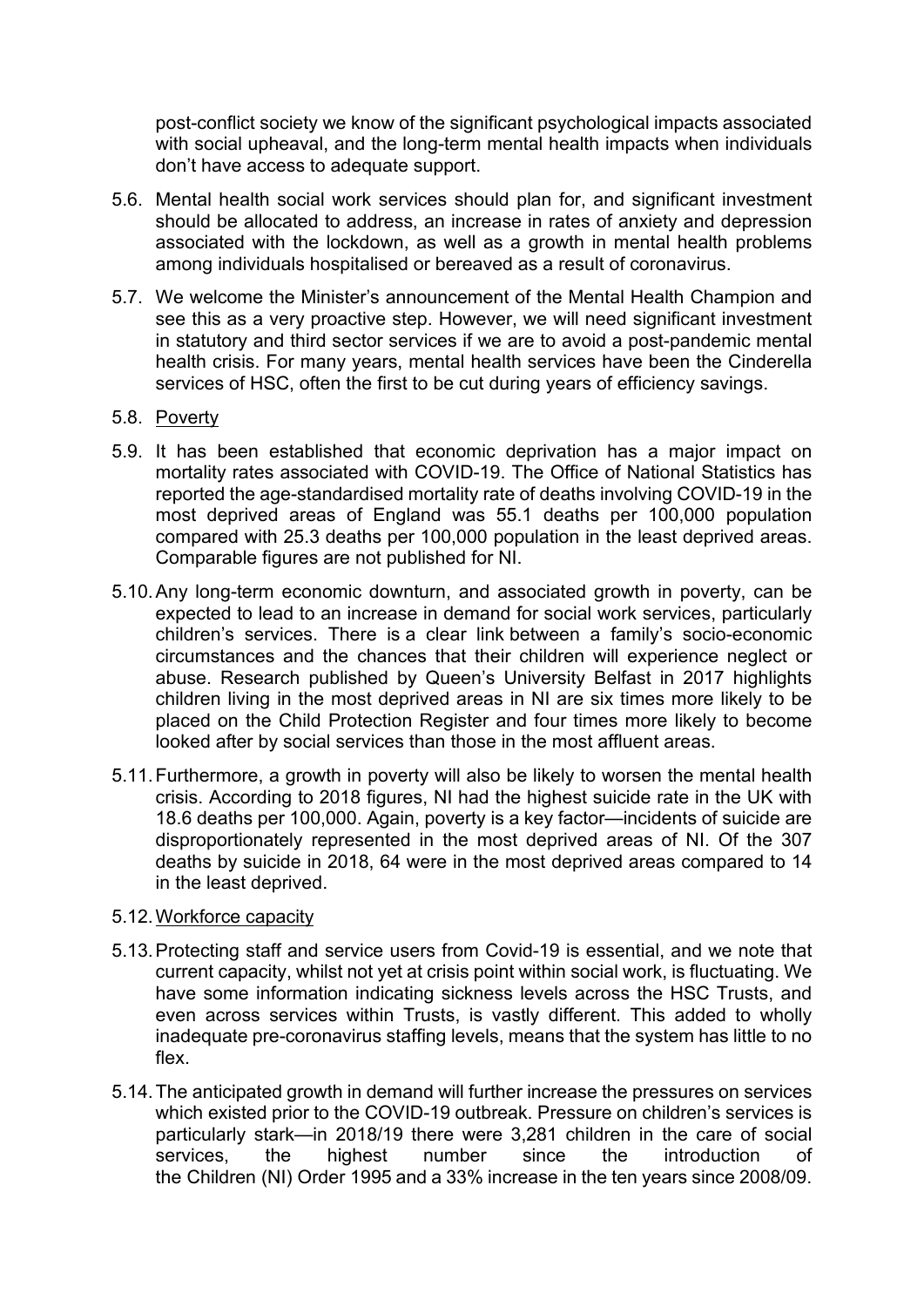post-conflict society we know of the significant psychological impacts associated with social upheaval, and the long-term mental health impacts when individuals don't have access to adequate support.

5.6. Mental health social work services should plan for, and significant investment should be allocated to address, an increase in rates of anxiety and depression associated with the lockdown, as well as a growth in mental health problems among individuals hospitalised or bereaved as a result of coronavirus.

5.7. We welcome the Minister's announcement of the Mental Health Champion and see this as a very proactive step. However, we will need significant investment in statutory and third sector services if we are to avoid a post-pandemic mental health crisis. For many years, mental health services have been the Cinderella services of HSC, often the first to be cut during years of efficiency savings.

5.8. Poverty

5.9. It has been established that economic deprivation has a major impact on mortality rates associated with COVID-19. The Office of National Statistics has reported the age-standardised mortality rate of deaths involving COVID-19 in the most deprived areas of England was 55.1 deaths per 100,000 population compared with 25.3 deaths per 100,000 population in the least deprived areas. Comparable figures are not published for NI.

5.10. Any long-term economic downturn, and associated growth in poverty, can be expected to lead to an increase in demand for social work services, particularly children's services. There is a clear link between a family's socio-economic circumstances and the chances that their children will experience neglect or abuse. Research published by Queen's University Belfast in 2017 highlights children living in the most deprived areas in NI are six times more likely to be placed on the Child Protection Register and four times more likely to become looked after by social services than those in the most affluent areas.

5.11. Furthermore, a growth in poverty will also be likely to worsen the mental health crisis. According to 2018 figures, NI had the highest suicide rate in the UK with 18.6 deaths per 100,000. Again, poverty is a key factor—incidents of suicide are disproportionately represented in the most deprived areas of NI. Of the 307 deaths by suicide in 2018, 64 were in the most deprived areas compared to 14 in the least deprived.

5.12. Workforce capacity

5.13. Protecting staff and service users from Covid-19 is essential, and we note that current capacity, whilst not yet at crisis point within social work, is fluctuating. We have some information indicating sickness levels across the HSC Trusts, and even across services within Trusts, is vastly different. This added to wholly inadequate pre-coronavirus staffing levels, means that the system has little to no flex.

5.14. The anticipated growth in demand will further increase the pressures on services which existed prior to the COVID-19 outbreak. Pressure on children's services is particularly stark—in 2018/19 there were 3,281 children in the care of social services, the highest number since the introduction of the Children (NI) Order 1995 and a 33% increase in the ten years since 2008/09.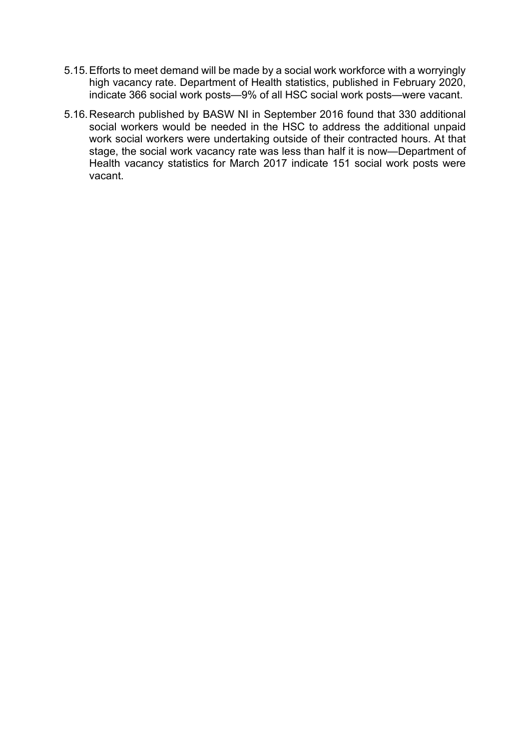5.15. Efforts to meet demand will be made by a social work workforce with a worryingly high vacancy rate. Department of Health statistics, published in February 2020, indicate 366 social work posts—9% of all HSC social work posts—were vacant.

5.16. Research published by BASW NI in September 2016 found that 330 additional social workers would be needed in the HSC to address the additional unpaid work social workers were undertaking outside of their contracted hours. At that stage, the social work vacancy rate was less than half it is now—Department of Health vacancy statistics for March 2017 indicate 151 social work posts were vacant.